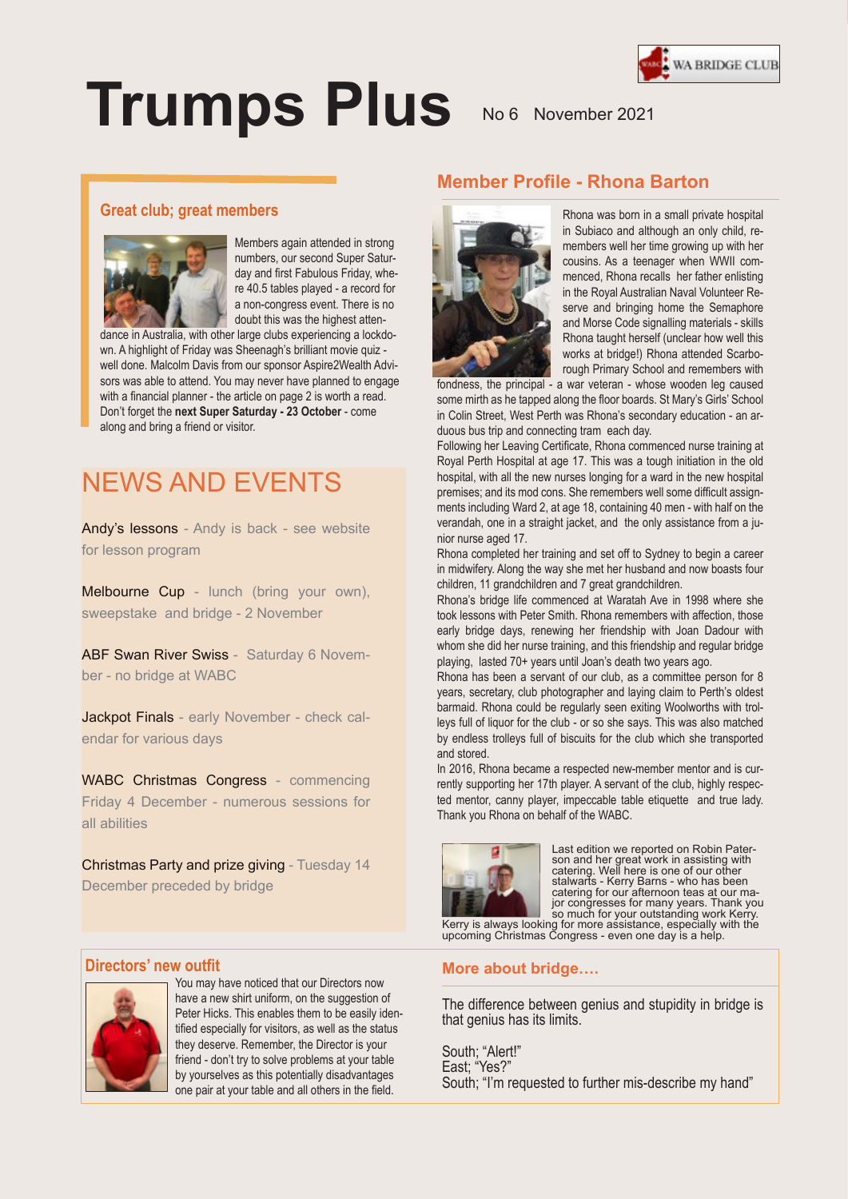# Trumps Plus

No 6 November 2021

WA BRIDGE CLUB

### Great club; great members

Members again attended in strong numbers, our second Super Saturday and first Fabulous Friday, where 40.5 tables played - a record for a non-congress event. There is no doubt this was the highest attendance in Australia, with other large clubs experiencing a lockdown. A highlight of Friday was Sheenagh's brilliant movie quiz - well done. Malcolm Davis from our sponsor Aspire2Wealth Advisors was able to attend. You may never have planned to engage with a financial planner - the article on page 2 is worth a read. Don't forget the **next Super Saturday - 23 October** - come along and bring a friend or visitor.

## NEWS AND EVENTS

Andy's lessons - Andy is back - see website for lesson program

Melbourne Cup - lunch (bring your own), sweepstake and bridge - 2 November

ABF Swan River Swiss - Saturday 6 November - no bridge at WABC

Jackpot Finals - early November - check calendar for various days

WABC Christmas Congress - commencing Friday 4 December - numerous sessions for all abilities

Christmas Party and prize giving - Tuesday 14 December preceded by bridge

### Directors' new outfit

You may have noticed that our Directors now have a new shirt uniform, on the suggestion of Peter Hicks. This enables them to be easily identified especially for visitors, as well as the status they deserve. Remember, the Director is your friend - don't try to solve problems at your table by yourselves as this potentially disadvantages one pair at your table and all others in the field.

## Member Profile - Rhona Barton

Rhona was born in a small private hospital in Subiaco and although an only child, remembers well her time growing up with her cousins. As a teenager when WWII commenced, Rhona recalls her father enlisting in the Royal Australian Naval Volunteer Reserve and bringing home the Semaphore and Morse Code signalling materials - skills Rhona taught herself (unclear how well this works at bridge!) Rhona attended Scarborough Primary School and remembers with fondness, the principal - a war veteran - whose wooden leg caused some mirth as he tapped along the floor boards. St Mary's Girls' School in Colin Street, West Perth was Rhona's secondary education - an arduous bus trip and connecting tram each day.

Following her Leaving Certificate, Rhona commenced nurse training at Royal Perth Hospital at age 17. This was a tough initiation in the old hospital, with all the new nurses longing for a ward in the new hospital premises; and its mod cons. She remembers well some difficult assignments including Ward 2, at age 18, containing 40 men - with half on the verandah, one in a straight jacket, and the only assistance from a junior nurse aged 17.

Rhona completed her training and set off to Sydney to begin a career in midwifery. Along the way she met her husband and now boasts four children, 11 grandchildren and 7 great grandchildren.

Rhona's bridge life commenced at Waratah Ave in 1998 where she took lessons with Peter Smith. Rhona remembers with affection, those early bridge days, renewing her friendship with Joan Dadour with whom she did her nurse training, and this friendship and regular bridge playing, lasted 70+ years until Joan's death two years ago.

Rhona has been a servant of our club, as a committee person for 8 years, secretary, club photographer and laying claim to Perth's oldest barmaid. Rhona could be regularly seen exiting Woolworths with trolleys full of liquor for the club - or so she says. This was also matched by endless trolleys full of biscuits for the club which she transported and stored.

In 2016, Rhona became a respected new-member mentor and is currently supporting her 17th player. A servant of the club, highly respected mentor, canny player, impeccable table etiquette and true lady. Thank you Rhona on behalf of the WABC.

Last edition we reported on Robin Paterson and her great work in assisting with catering. Well here is one of our other stalwarts - Kerry Barns - who has been catering for our afternoon teas at our major congresses for many years. Thank you so much for your outstanding work Kerry. Kerry is always looking for more assistance, especially with the upcoming Christmas Congress - even one day is a help.

### More about bridge....

The difference between genius and stupidity in bridge is that genius has its limits.

South; "Alert!"
East; "Yes?"
South; "I'm requested to further mis-describe my hand"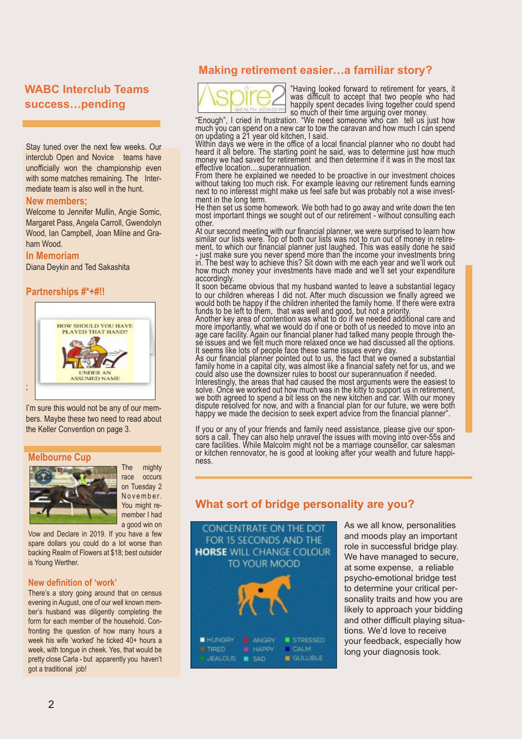## WABC Interclub Teams success…pending

Stay tuned over the next few weeks. Our interclub Open and Novice teams have unofficially won the championship even with some matches remaining. The Intermediate team is also well in the hunt.

### New members;

Welcome to Jennifer Mullin, Angie Somic, Margaret Pass, Angela Carroll, Gwendolyn Wood, Ian Campbell, Joan Milne and Graham Wood.

### In Memoriam

Diana Deykin and Ted Sakashita

### Partnerships #*+#!!

HOW SHOULD YOU HAVE PLAYED THAT HAND?

UNDER AN ASSUMED NAME

;

I'm sure this would not be any of our members. Maybe these two need to read about the Keller Convention on page 3.

### Melbourne Cup

The mighty race occurs on Tuesday 2 November. You might remember I had a good win on Vow and Declare in 2019. If you have a few spare dollars you could do a lot worse than backing Realm of Flowers at $18; best outsider is Young Werther.

### New definition of 'work'

There's a story going around that on census evening in August, one of our well known member's husband was diligently completing the form for each member of the household. Confronting the question of how many hours a week his wife 'worked' he ticked 40+ hours a week, with tongue in cheek. Yes, that would be pretty close Carla - but apparently you haven't got a traditional job!

## Making retirement easier…a familiar story?

Aspire2 WEALTH ADVISERS

"Having looked forward to retirement for years, it was difficult to accept that two people who had happily spent decades living together could spend so much of their time arguing over money.

"Enough", I cried in frustration. "We need someone who can tell us just how much you can spend on a new car to tow the caravan and how much I can spend on updating a 21 year old kitchen, I said.

Within days we were in the office of a local financial planner who no doubt had heard it all before. The starting point he said, was to determine just how much money we had saved for retirement and then determine if it was in the most tax effective location....superannuation.

From there he explained we needed to be proactive in our investment choices without taking too much risk. For example leaving our retirement funds earning next to no interesst might make us feel safe but was probably not a wise investment in the long term.

He then set us some homework. We both had to go away and write down the ten most important things we sought out of our retirement - without consulting each other.

At our second meeting with our financial planner, we were surprised to learn how similar our lists were. Top of both our lists was not to run out of money in retirement, to which our financial planner just laughed. This was easily done he said - just make sure you never spend more than the income your investments bring in. The best way to achieve this? Sit down with me each year and we'll work out how much money your investments have made and we'll set your expenditure accordingly.

It soon became obvious that my husband wanted to leave a substantial legacy to our children whereas I did not. After much discussion we finally agreed we would both be happy if the children inherited the family home. If there were extra funds to be left to them, that was well and good, but not a priority.

Another key area of contention was what to do if we needed additional care and more importantly, what we would do if one or both of us needed to move into an age care facility. Again our financial planer had talked many people through these issues and we felt much more relaxed once we had discussed all the options. It seems like lots of people face these same issues every day.

As our financial planner pointed out to us, the fact that we owned a substantial family home in a capital city, was almost like a financial safety net for us, and we could also use the downsizer rules to boost our superannuation if needed.

Interestingly, the areas that had caused the most arguments were the easiest to solve. Once we worked out how much was in the kitty to support us in retirement, we both agreed to spend a bit less on the new kitchen and car. With our money dispute resolved for now, and with a financial plan for our future, we were both happy we made the decision to seek expert advice from the financial planner".

If you or any of your friends and family need assistance, please give our sponsors a call. They can also help unravel the issues with moving into over-55s and care facilities. While Malcolm might not be a marriage counsellor, car salesman or kitchen rennovator, he is good at looking after your wealth and future happiness.

## What sort of bridge personality are you?

CONCENTRATE ON THE DOT FOR 15 SECONDS AND THE **HORSE** WILL CHANGE COLOUR TO YOUR MOOD

HUNGRY · ANGRY · STRESSED · TIRED · HAPPY · CALM · JEALOUS · SAD · GULLIBLE

As we all know, personalities and moods play an important role in successful bridge play. We have managed to secure, at some expense, a reliable psycho-emotional bridge test to determine your critical personality traits and how you are likely to approach your bidding and other difficult playing situations. We'd love to receive your feedback, especially how long your diagnosis took.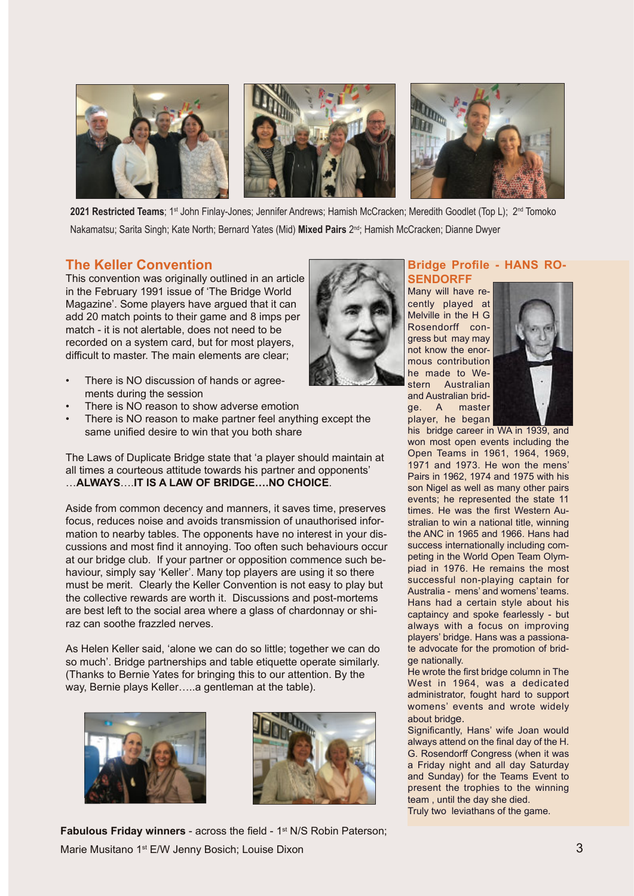**2021 Restricted Teams**; 1st John Finlay-Jones; Jennifer Andrews; Hamish McCracken; Meredith Goodlet (Top L); 2nd Tomoko Nakamatsu; Sarita Singh; Kate North; Bernard Yates (Mid) **Mixed Pairs** 2nd; Hamish McCracken; Dianne Dwyer

## The Keller Convention

This convention was originally outlined in an article in the February 1991 issue of 'The Bridge World Magazine'. Some players have argued that it can add 20 match points to their game and 8 imps per match - it is not alertable, does not need to be recorded on a system card, but for most players, difficult to master. The main elements are clear;

- There is NO discussion of hands or agreements during the session
- There is NO reason to show adverse emotion
- There is NO reason to make partner feel anything except the same unified desire to win that you both share

The Laws of Duplicate Bridge state that 'a player should maintain at all times a courteous attitude towards his partner and opponents' …**ALWAYS**….**IT IS A LAW OF BRIDGE….NO CHOICE**.

Aside from common decency and manners, it saves time, preserves focus, reduces noise and avoids transmission of unauthorised information to nearby tables. The opponents have no interest in your discussions and most find it annoying. Too often such behaviours occur at our bridge club. If your partner or opposition commence such behaviour, simply say 'Keller'. Many top players are using it so there must be merit. Clearly the Keller Convention is not easy to play but the collective rewards are worth it. Discussions and post-mortems are best left to the social area where a glass of chardonnay or shiraz can soothe frazzled nerves.

As Helen Keller said, 'alone we can do so little; together we can do so much'. Bridge partnerships and table etiquette operate similarly. (Thanks to Bernie Yates for bringing this to our attention. By the way, Bernie plays Keller…..a gentleman at the table).

**Fabulous Friday winners** - across the field - 1st N/S Robin Paterson; Marie Musitano 1st E/W Jenny Bosich; Louise Dixon

## Bridge Profile - HANS ROSENDORFF

Many will have recently played at Melville in the H G Rosendorff congress but may may not know the enormous contribution he made to Western Australian and Australian bridge. A master player, he began his bridge career in WA in 1939, and won most open events including the Open Teams in 1961, 1964, 1969, 1971 and 1973. He won the mens' Pairs in 1962, 1974 and 1975 with his son Nigel as well as many other pairs events; he represented the state 11 times. He was the first Western Australian to win a national title, winning the ANC in 1965 and 1966. Hans had success internationally including competing in the World Open Team Olympiad in 1976. He remains the most successful non-playing captain for Australia - mens' and womens' teams. Hans had a certain style about his captaincy and spoke fearlessly - but always with a focus on improving players' bridge. Hans was a passionate advocate for the promotion of bridge nationally.

He wrote the first bridge column in The West in 1964, was a dedicated administrator, fought hard to support womens' events and wrote widely about bridge.

Significantly, Hans' wife Joan would always attend on the final day of the H. G. Rosendorff Congress (when it was a Friday night and all day Saturday and Sunday) for the Teams Event to present the trophies to the winning team , until the day she died.

Truly two leviathans of the game.